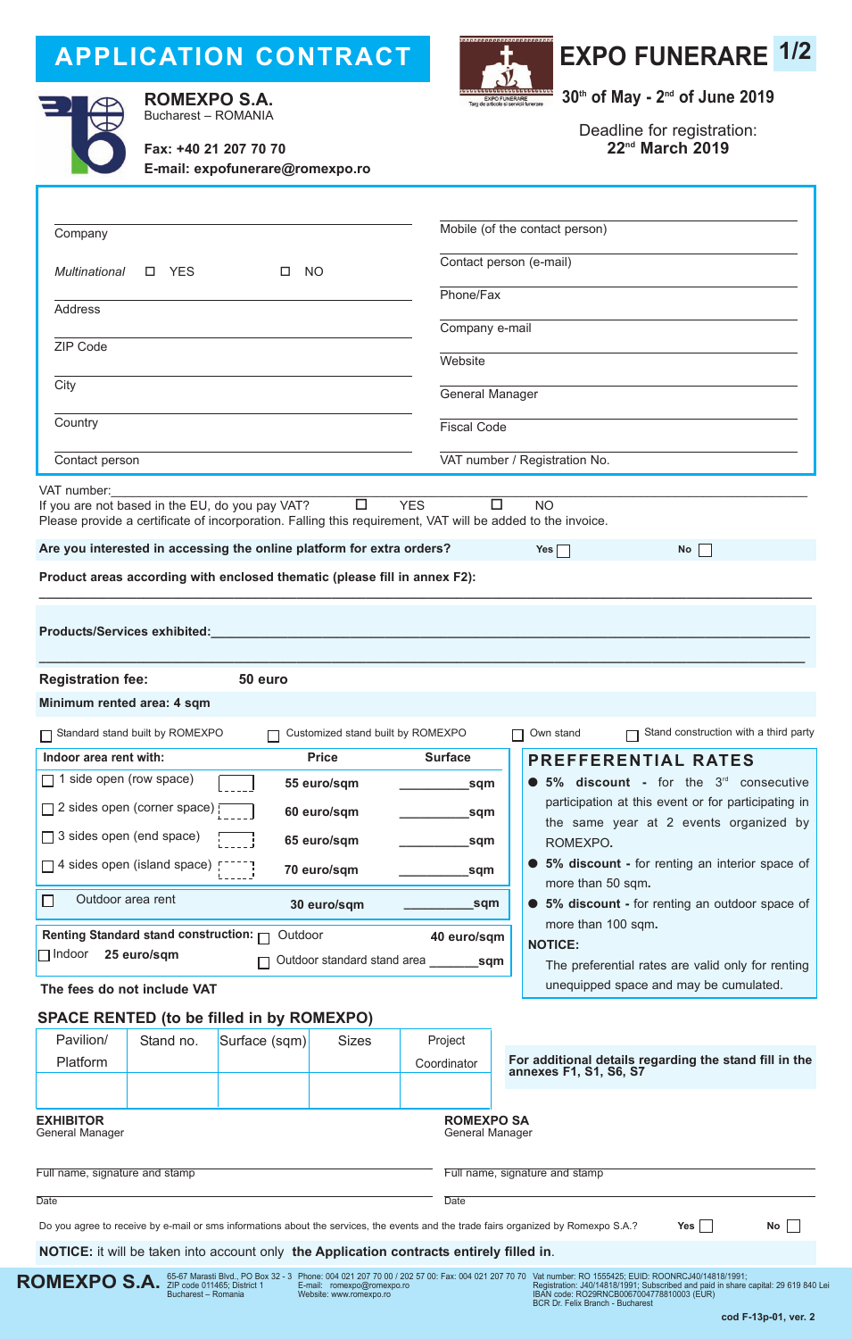# APPLICATION CONTRACT

**ROMEXPO S.A.**
Bucharest – ROMANIA

**Fax: +40 21 207 70 70**
**E-mail: expofunerare@romexpo.ro**

# EXPO FUNERARE 1/2

**30th of May - 2nd of June 2019**

Deadline for registration:
**22nd March 2019**

| | |
|---|---|
| Company | Mobile (of the contact person) |
| *Multinational* ☐ YES ☐ NO | Contact person (e-mail) |
| Address | Phone/Fax |
| ZIP Code | Company e-mail |
| City | Website |
| Country | General Manager |
| Contact person | Fiscal Code |
| | VAT number / Registration No. |

VAT number:___________________________________

If you are not based in the EU, do you pay VAT? ☐ YES ☐ NO

Please provide a certificate of incorporation. Falling this requirement, VAT will be added to the invoice.

**Are you interested in accessing the online platform for extra orders?** **Yes** ☐ **No** ☐

**Product areas according with enclosed thematic (please fill in annex F2):**

___________________________________

**Products/Services exhibited:**___________________________________

___________________________________

**Registration fee:** **50 euro**

**Minimum rented area: 4 sqm**

☐ Standard stand built by ROMEXPO ☐ Customized stand built by ROMEXPO ☐ Own stand ☐ Stand construction with a third party

| Indoor area rent with: | Price | Surface |
|---|---|---|
| ☐ 1 side open (row space) | **55 euro/sqm** | ________sqm |
| ☐ 2 sides open (corner space) | **60 euro/sqm** | ________sqm |
| ☐ 3 sides open (end space) | **65 euro/sqm** | ________sqm |
| ☐ 4 sides open (island space) | **70 euro/sqm** | ________sqm |
| ☐ Outdoor area rent | **30 euro/sqm** | ________sqm |

**Renting Standard stand construction:** ☐ Outdoor **40 euro/sqm**
☐ Indoor **25 euro/sqm** ☐ Outdoor standard stand area ______sqm

**The fees do not include VAT**

## PREFFERENTIAL RATES

- **5% discount** - for the 3rd consecutive participation at this event or for participating in the same year at 2 events organized by ROMEXPO.
- **5% discount** - for renting an interior space of more than 50 sqm.
- **5% discount** - for renting an outdoor space of more than 100 sqm.

**NOTICE:**
The preferential rates are valid only for renting unequipped space and may be cumulated.

## SPACE RENTED (to be filled in by ROMEXPO)

| Pavilion/ Platform | Stand no. | Surface (sqm) | Sizes | Project Coordinator |
|---|---|---|---|---|
| | | | | |

**For additional details regarding the stand fill in the annexes F1, S1, S6, S7**

**EXHIBITOR**
General Manager

Full name, signature and stamp

Date

**ROMEXPO SA**
General Manager

Full name, signature and stamp

Date

Do you agree to receive by e-mail or sms informations about the services, the events and the trade fairs organized by Romexpo S.A.? **Yes** ☐ **No** ☐

**NOTICE:** it will be taken into account only **the Application contracts entirely filled in.**

**ROMEXPO S.A.** 65-67 Marasti Blvd., PO Box 32 - 3 ZIP code 011465; District 1 Bucharest – Romania | Phone: 004 021 207 70 00 / 202 57 00: Fax: 004 021 207 70 70 E-mail: romexpo@romexpo.ro Website: www.romexpo.ro | Vat number: RO 1555425; EUID: ROONRCJ40/14818/1991; Registration: J40/14818/1991; Subscribed and paid in share capital: 29 619 840 Lei IBAN code: RO29RNCB0067004778810003 (EUR) BCR Dr. Felix Branch - Bucharest

cod F-13p-01, ver. 2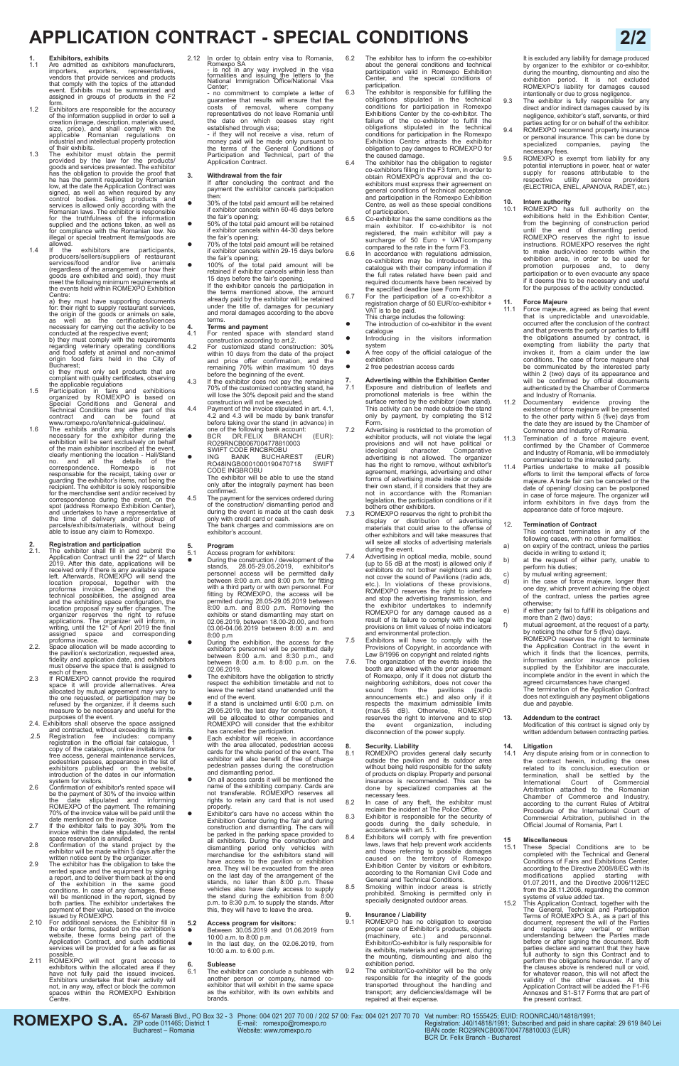# APPLICATION CONTRACT - SPECIAL CONDITIONS

**1. Exhibitors, exhibits**

1.1 Are admitted as exhibitors manufacturers, importers, exporters, representatives, vendors that provide services and products that comply with the topics of the attended event. Exhibits must be summarized and assigned in groups of products in the F2 form.

1.2 Exhibitors are responsible for the accuracy of the information supplied in order to sell a creation (image, description, materials used, size, price), and shall comply with the applicable Romanian regulations on industrial and intellectual property protection of their exhibits.

1.3 The exhibitor must obtain the permit provided by the law for the products/ goods and services presented. The exhibitor has the obligation to provide the proof that he has the permit requested by Romanian low, at the date the Application Contract was signed, as well as when required by any control bodies. Selling products and services is allowed only according with the Romanian laws. The exhibitor is responsible for the truthfulness of the information supplied and the actions taken, as well as for compliance with the Romanian low. No illegal or special treatment items/goods are allowed.

1.4 If the exhibitors are participants, producers/sellers/suppliers of restaurant services/food and/or live animals (regardless of the arrangement or how their goods are exhibited and sold), they must meet the following minimum requirements at the events held within ROMEXPO Exhibition Centre:

a) they must have supporting documents for: their right to supply restaurant services, the origin of the goods or animals on sale, as well as the certificates/licences necessary for carrying out the activity to be conducted at the respective event;

b) they must comply with the requirements regarding veterinary operating conditions and food safety at animal and non-animal origin food fairs held in the City of Bucharest;

c) they must only sell products that are compliant with quality certificates, observing the applicable regulations

1.5 Participation in fairs and exhibitions organized by ROMEXPO is based on Special Conditions and General and Technical Conditions that are part of this contract and can be found at www.romexpo.ro/en/tehnical-guidelines/.

1.6 The exhibits and/or any other materials necessary for the exhibitor during the exhibition will be sent exclusively on behalf of the main exhibitor inscribed at the event, clearly mentioning the location - Hall/Stand no. and all the details of the correspondence. Romexpo is not responsible for the receipt, taking over or guarding the exhibitor's items, not being the recipient. The exhibitor is solely responsible for the merchandise sent and/or received by correspondence during the event, on the spot (address Romexpo Exhibition Center), and undertakes to have a representative at the time of delivery and/or pickup of parcels/exhibits/materials, without being able to issue any claim to Romexpo.

**2. Registration and participation**

2.1. The exhibitor shall fill in and submit the Application Contract until the 22nd of March 2019. After this date, applications will be received only if there is any available space left. Afterwards, ROMEXPO will send the location proposal, together with the proforma invoice. Depending on the technical possibilities, the assigned area and the exhibiting space configuration, the location proposal may suffer changes. The organizer reserve the right to refuse applications. The organizer will inform, in writing, until the 12th of April 2019 the final assigned space and corresponding proforma invoice.

2.2. Space allocation will be made according to the pavilion's sectorization, requested area, fidelity and application date, and exhibitors must observe the space that is assigned to each of them.

2.3 If ROMEXPO cannot provide the required space it will provide alternatives. Area allocated by mutual agreement may vary to the one requested, or participation may be refused by the organizer, if it deems such measure to be necessary and useful for the purposes of the event.

2.4. Exhibitors shall observe the space assigned and contracted, without exceeding its limits.

2.5 Registration fee includes: company registration in the official fair catalogue, 1 copy of the catalogue, online invitations for free access, general maintenance services, pedestrian passes, appearance in the list of exhibitors published on the website, introduction of the dates in our information system for visitors.

2.6 Confirmation of exhibitor's rented space will be the payment of 30% of the invoice within the date stipulated and informing ROMEXPO of the payment. The remaining 70% of the invoice value will be paid until the date mentioned on the invoice.

2.7 If the exhibitor fails to pay 30% from the invoice within the date stipulated, the rental space reservation is annulled.

2.8 Confirmation of the stand project by the exhibitor will be made within 5 days after the written notice sent by the organizer.

2.9 The exhibitor has the obligation to take the rented space and the equipment by signing a report, and to deliver them back at the end of the exhibition in the same good conditions. In case of any damages, these will be mentioned in the report, signed by both parties. The exhibitor undertakes the payment of their value, based on the invoice issued by ROMEXPO.

2.10 For additional services, the Exhibitor fill in the order forms, posted on the exhibition's website, these forms being part of the Application Contract, and such additional services will be provided for a fee as far as possible.

2.11 ROMEXPO will not grant access to exhibitors within the allocated area if they have not fully paid the issued invoices. Exhibitors undertake that their activity will not, in any way, affect or block the common spaces within the ROMEXPO Exhibition Centre.

2.12 In order to obtain entry visa to Romania, Romexpo SA

- is not in any way involved in the visa formalities and issuing the letters to the National Immigration Office/National Visa Center;
- no commitment to complete a letter of guarantee that results will ensure that the costs of removal, where company representatives do not leave Romania until the date on which ceases stay right established through visa;
- if they will not receive a visa, return of money paid will be made only pursuant to the terms of the General Conditions of Participation and Technical, part of the Application Contract.

**3. Withdrawal from the fair**

If after concluding the contract and the payment the exhibitor cancels participation then:

- 30% of the total paid amount will be retained if exhibitor cancels within 60-45 days before the fair's opening;
- 50% of the total paid amount will be retained if exhibitor cancels within 44-30 days before the fair's opening;
- 70% of the total paid amount will be retained if exhibitor cancels within 29-15 days before the fair's opening;
- 100% of the total paid amount will be retained if exhibitor cancels within less than 15 days before the fair's opening.

If the exhibitor cancels the participation in the terms mentioned above, the amount already paid by the exhibitor will be retained under the title of, damages for pecuniary and moral damages according to the above terms.

**4. Terms and payment**

4.1 For rented space with standard stand construction according to art.2.

4.2 For customized stand construction: 30% within 10 days from the date of the project and price offer confirmation, and the remaining 70% within maximum 10 days before the beginning of the event.

4.3 If the exhibitor does not pay the remaining 70% of the customized contracting stand, he will lose the 30% deposit paid and the stand construction will not be executed.

4.4 Payment of the invoice stipulated in art. 4.1, 4.2 and 4.3 will be made by bank transfer before taking over the stand (in advance) in one of the following bank account:

- BCR DR.FELIX BRANCH (EUR): RO29RNCB0067004778810003 SWIFT CODE RNCBROBU
- ING BANK BUCHAREST (EUR) RO48INGB0001000190470718 SWIFT CODE INGBROBU

The exhibitor will be able to use the stand only after the integrally payment has been confirmed.

4.5 The payment for the services ordered during of the construction/ dismantling period and during the event is made at the cash desk only with credit card or cash. The bank charges and commissions are on exhibitor's account.

**5. Program**

5.1 Access program for exhibitors:

- During the construction / development of the stands, 28.05-29.05.2019, exhibitor's personnel access will be permitted daily between 8:00 a.m. and 8:00 p.m. for fitting with a third party or with own personnel. For fitting by ROMEXPO, the access will be permited during 28.05-29.05.2019 between 8:00 a.m. and 8:00 p.m. Removing the exhibits or stand dismantling may start on 02.06.2019, between 18.00-20.00, and from 03.06-04.06.2019 between 8:00 a.m. and 8:00 p.m
- During the exhibition, the access for the exhibitor's personnel will be permitted daily between 8:00 a.m. and 8:30 p.m., and between 8:00 a.m. to 8:00 p.m. on the 02.06.2019.
- The exhibitors have the obligation to strictly respect the exhibition timetable and not to leave the rented stand unattended until the end of the event.
- If a stand is unclaimed until 6:00 p.m. on 29.05.2019, the last day for construction, it will be allocated to other companies and ROMEXPO will consider that the exhibitor has canceled the participation.
- Each exhibitor will receive, in accordance with the area allocated, pedestrian access cards for the whole period of the event. The exhibitor will also benefit of free of charge pedestrian passes during the construction and dismantling period.
- On all access cards it will be mentioned the name of the exhibiting company. Cards are not transferable. ROMEXPO reserves all rights to retain any card that is not used properly.
- Exhibitor's cars have no access within the Exhibition Center during the fair and during construction and dismantling. The cars will be parked in the parking space provided to all exhibitors. During the construction and dismantling period only vehicles with merchandise for the exhibitors stand will have access to the pavilion or exhibition area. They will be evacuated from the area on the last day of the arrangement of the stands, no later than 8:00 p.m. These vehicles also have daily access to supply the stand during the exhibition from 8:00 p.m. to 8:30 p.m. to supply the stands. After this, they will have to leave the area.

5.2 **Access program for visitors:**

- Between 30.05.2019 and 01.06.2019 from 10:00 a.m. to 8:00 p.m.
- In the last day, on the 02.06.2019, from 10:00 a.m. to 6:00 p.m.

**6. Sublease**

6.1 The exhibitor can conclude a sublease with another person or company, named co-exhibitor that will exhibit in the same space as the exhibitor, with its own exhibits and brands.

6.2 The exhibitor has to inform the co-exhibitor about the general conditions and technical participation valid in Romexpo Exhibition Center, and the special conditions of participation.

6.3 The exhibitor is responsible for fulfilling the obligations stipulated in the technical conditions for participation in Romexpo Exhibitions Center by the co-exhibitor. The failure of the co-exhibitor to fulfill the obligations stipulated in the technical conditions for participation in the Romexpo Exhibition Centre attracts the exhibitor obligation to pay damages to ROMEXPO for the caused damage.

6.4 The exhibitor has the obligation to register co-exhibitors filling in the F3 form, in order to obtain ROMEXPO's approval and the co-exhibitors must express their agreement on general conditions of technical acceptance and participation in the Romexpo Exhibition Centre, as well as these special conditions of participation.

6.5 Co-exhibitor has the same conditions as the main exhibitor. If co-exhibitor is not registered, the main exhibitor will pay a surcharge of 50 Euro + VAT/company compared to the rate in the form F3.

6.6 In accordance with regulations admission, co-exhibitors may be introduced in the catalogue with their company information if the full rates related have been paid and required documents have been received by the specified deadline (see Form F3).

6.7 For the participation of a co-exhibitor a registration charge of 50 EUR/co-exhibitor + VAT is to be paid.

This charge includes the following:

- The introduction of co-exhibitor in the event catalogue
- Introducing in the visitors information system
- A free copy of the official catalogue of the exhibition
- 2 free pedestrian access cards

**7. Advertising within the Exhibition Center**

7.1 Exposure and distribution of leaflets and promotional materials is free within the surface rented by the exhibitor (own stand). This activity can be made outside the stand only by payment, by completing the S12 Form.

7.2 Advertising is restricted to the promotion of exhibitor products, will not violate the legal provisions and will not have political or ideological character. Comparative advertising is not allowed. The organizer has the right to remove, without exhibitor's agreement, markings, advertising and other forms of advertising made inside or outside their own stand, if it considers that they are not in accordance with the Romanian legislation, the participation conditions or if it bothers other exhibitors.

7.3 ROMEXPO reserves the right to prohibit the display or distribution of advertising materials that could arise to the offense of other exhibitors and will take measures that will seize all stocks of advertising materials during the event.

7.4 Advertising in optical media, mobile, sound (up to 55 dB at the most) is allowed only if exhibitors do not bother neighbors and do not cover the sound of Pavilions (radio ads, etc.). In violations of these provisions, ROMEXPO reserves the right to interfere and stop the advertising transmission, and the exhibitor undertakes to indemnify ROMEXPO for any damage caused as a result of its failure to comply with the legal provisions on limit values of noise indicators and environmental protection.

7.5 Exhibitors will have to comply with the Provisions of Copyright, in accordance with Law 8/1996 on copyright and related rights

7.6. The organization of the events inside the booth are allowed with the prior agreement of Romexpo, only if it does not disturb the neighboring exhibitors, does not cover the sound from the pavilions (radio announcements etc.) and also only if it respects the maximum admissible limits (max.55 dB). Otherwise, ROMEXPO reserves the right to intervene and to stop the event organization, including disconnection of the power supply.

**8. Security. Liability**

8.1 ROMEXPO provides general daily security outside the pavilion and its outdoor area without being held responsible for the safety of products on display. Property and personal insurance is recommended. This can be done by specialized companies at the necessary fees.

8.2 In case of any theft, the exhibitor must reclaim the incident at The Police Office.

8.3 Exhibitor is responsible for the security of goods during the daily schedule, in accordance with art. 5.1.

8.4 Exhibitors will comply with fire prevention laws, laws that help prevent work accidents and those referring to possible damages caused on the territory of Romexpo Exhibition Center by visitors or exhibitors, according to the Romanian Civil Code and General and Technical Conditions.

8.5 Smoking within indoor areas is strictly prohibited. Smoking is permitted only in specially designated outdoor areas.

**9. Insurance / Liability**

9.1 ROMEXPO has no obligation to exercise proper care of Exhibitor's products, objects (machinery, etc.) and personnel. Exhibitor/Co-exhibitor is fully responsible for its exhibits, materials and equipment, during the mounting, dismounting and also the exhibition period.

9.2 The exhibitor/Co-exhibitor will be the only responsible for the integrity of the goods transported throughout the handling and transport; any deficiencies/damage will be repaired at their expense.

It is excluded any liability for damage produced by organizer to the exhibitor or co-exhibitor, during the mounting, dismounting and also the exhibition period. It is not excluded ROMEXPO's liability for damages caused intentionally or due to gross negligence.

9.3 The exhibitor is fully responsible for any direct and/or indirect damages caused by its negligence, exhibitor's staff, servants, or third parties acting for or on behalf of the exhibitor.

9.4 ROMEXPO recommend property insurance or personal insurance. This can be done by specialized companies, paying the necessary fees.

9.5 ROMEXPO is exempt from liability for any potential interruptions in power, heat or water supply for reasons attributable to the respective utility service providers (ELECTRICA, ENEL, APANOVA, RADET, etc.)

**10. Intern authority**

10.1 ROMEXPO has full authority on the exhibitions held in the Exhibition Center, from the beginning of construction period until the end of dismantling period. ROMEXPO reserves the right to issue instructions. ROMEXPO reserves the right to make audio/video records within the exhibition area, in order to be used for promotion purposes and, to deny participation or to even evacuate any space if it deems this to be necessary and useful for the purposes of the activity conducted.

**11. Force Majeure**

11.1 Force majeure, agreed as being that event that is unpredictable and unavoidable, occurred after the conclusion of the contract and that prevents the party or parties to fulfill the obligations assumed by contract, is exempting from liability the party that invokes it, from a claim under the law conditions. The case of force majeure shall be communicated by the interested party within 2 (two) days of its appearance and will be confirmed by official documents authenticated by the Chamber of Commerce and Industry of Romania.

11.2 Documentary evidence proving the existence of force majeure will be presented to the other party within 5 (five) days from the date they are issued by the Chamber of Commerce and Industry of Romania.

11.3 Termination of a force majeure event, confirmed by the Chamber of Commerce and Industry of Romania, will be immediately communicated to the interested party.

11.4 Parties undertake to make all possible efforts to limit the temporal effects of force majeure. A trade fair can be canceled or the date of opening/ closing can be postponed in case of force majeure. The organizer will inform exhibitors in five days from the appearance date of force majeure.

**12. Termination of Contract**

This contract terminates in any of the following cases, with no other formalities:

a) on expiry of the contract, unless the parties decide in writing to extend it;

b) at the request of either party, unable to perform his duties;

c) by mutual writing agreement;

d) in the case of force majeure, longer than one day, which prevent achieving the object of the contract, unless the parties agree otherwise;

e) if either party fail to fulfill its obligations and more than 2 (two) days;

f) mutual agreement, at the request of a party, by noticing the other for 5 (five) days.

ROMEXPO reserves the right to terminate the Application Contract in the event in which it finds that the licences, permits, information and/or insurance policies supplied by the Exhibitor are inaccurate, incomplete and/or in the event in which the agreed circumstances have changed.

The termination of the Application Contract does not extinguish any payment obligations due and payable.

**13. Addendum to the contract**

Modification of this contract is signed only by written addendum between contracting parties.

**14. Litigation**

14.1 Any dispute arising from or in connection to the contract herein, including the ones related to its conclusion, execution or termination, shall be settled by the International Court of Commercial Arbitration attached to the Romanian Chamber of Commerce and Industry, according to the current Rules of Arbitral Procedure of the International Court of Commercial Arbitration, published in the Official Journal of Romania, Part I.

**15 Miscellaneous**

15.1 These Special Conditions are to be completed with the Technical and General Conditions of Fairs and Exhibitions Center, according to the Directive 2008/8/EC with its modifications applied starting with 01.07.2011, and the Directive 2006/112EC from the 28.11.2006, regarding the common systems of value added tax.

15.2 This Application Contract, together with the The General, Technical and Participation Terms of ROMEXPO S.A., as a part of this document, represent the will of the Parties and replaces any verbal or written understanding between the Parties made before or after signing the document. Both parties declare and warrant that they have full authority to sign this Contract and to perform the obligations hereunder. If any of the clauses above is rendered null or void, for whatever reason, this will not affect the validity of the other clauses. At this Application Contract will be added the F1-F6 Annexes and S1-S17 Forms that are part of the present contract.

**ROMEXPO S.A.** 65-67 Marasti Blvd., PO Box 32 - 3 ZIP code 011465; District 1 Bucharest – Romania Phone: 004 021 207 70 00 / 202 57 00: Fax: 004 021 207 70 70 E-mail: romexpo@romexpo.ro Website: www.romexpo.ro Vat number: RO 1555425; EUID: ROONRCJ40/14818/1991; Registration: J40/14818/1991; Subscribed and paid in share capital: 29 619 840 Lei IBAN code: RO29RNCB0067004778810003 (EUR) BCR Dr. Felix Branch - Bucharest